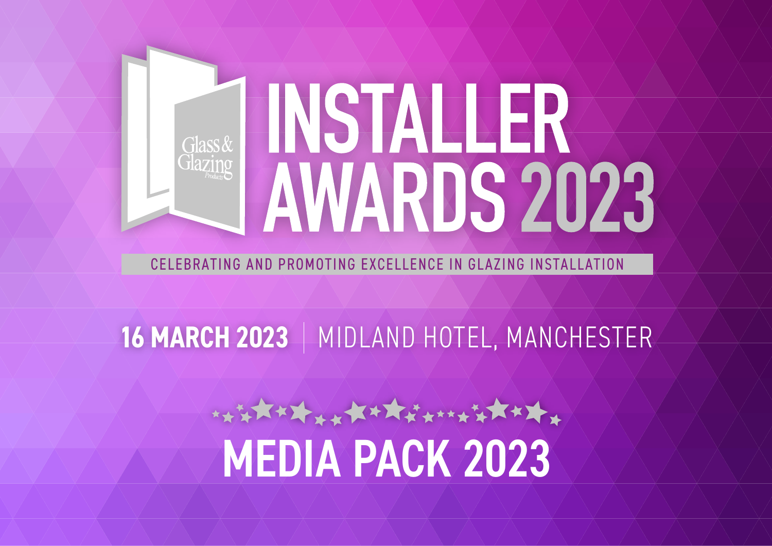Glass & Glazing Products

# INSTALLER AWARDS 2023

CELEBRATING AND PROMOTING EXCELLENCE IN GLAZING INSTALLATION

**16 MARCH 2023** | MIDLAND HOTEL, MANCHESTER

# MEDIA PACK 2023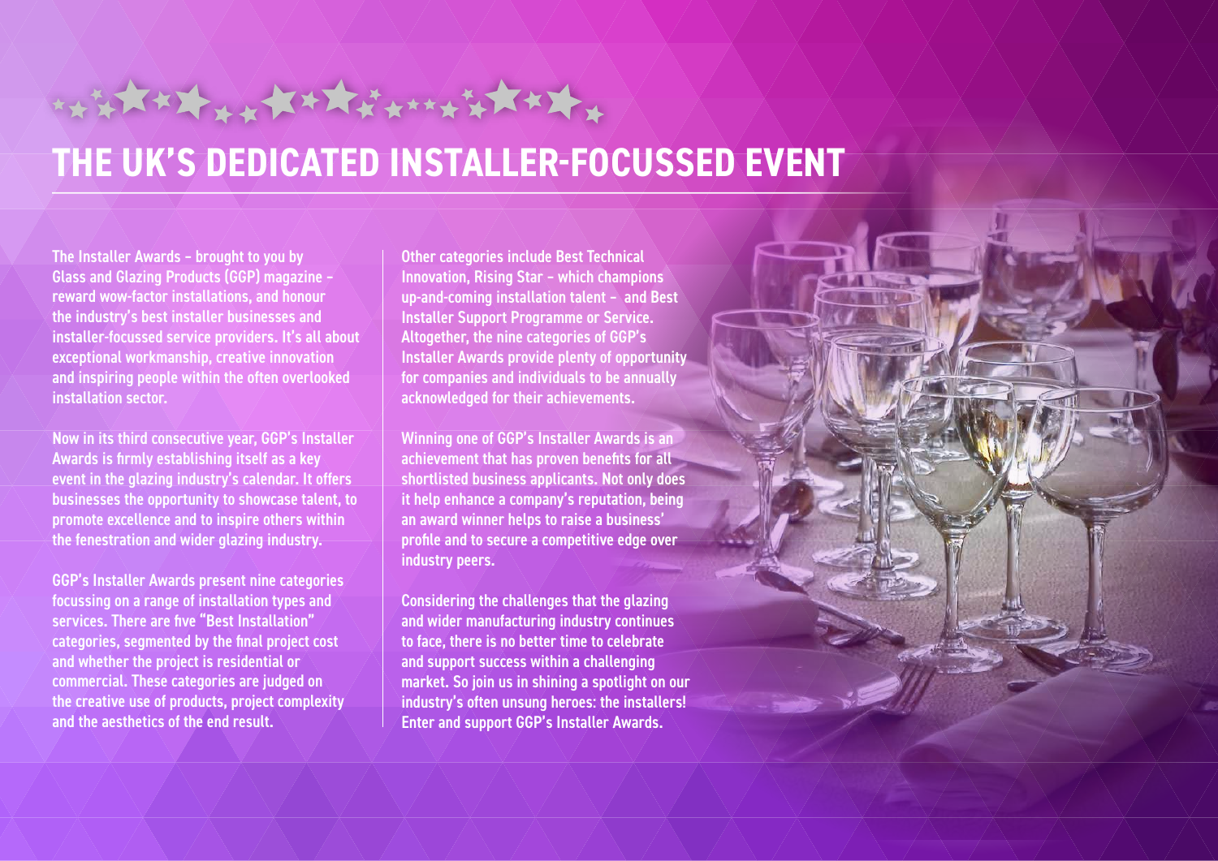# THE UK'S DEDICATED INSTALLER-FOCUSSED EVENT

The Installer Awards – brought to you by Glass and Glazing Products (GGP) magazine – reward wow-factor installations, and honour the industry's best installer businesses and installer-focussed service providers. It's all about exceptional workmanship, creative innovation and inspiring people within the often overlooked installation sector.

Now in its third consecutive year, GGP's Installer Awards is firmly establishing itself as a key event in the glazing industry's calendar. It offers businesses the opportunity to showcase talent, to promote excellence and to inspire others within the fenestration and wider glazing industry.

GGP's Installer Awards present nine categories focussing on a range of installation types and services. There are five "Best Installation" categories, segmented by the final project cost and whether the project is residential or commercial. These categories are judged on the creative use of products, project complexity and the aesthetics of the end result.

Other categories include Best Technical Innovation, Rising Star – which champions up-and-coming installation talent – and Best Installer Support Programme or Service. Altogether, the nine categories of GGP's Installer Awards provide plenty of opportunity for companies and individuals to be annually acknowledged for their achievements.

Winning one of GGP's Installer Awards is an achievement that has proven benefits for all shortlisted business applicants. Not only does it help enhance a company's reputation, being an award winner helps to raise a business' profile and to secure a competitive edge over industry peers.

Considering the challenges that the glazing and wider manufacturing industry continues to face, there is no better time to celebrate and support success within a challenging market. So join us in shining a spotlight on our industry's often unsung heroes: the installers! Enter and support GGP's Installer Awards.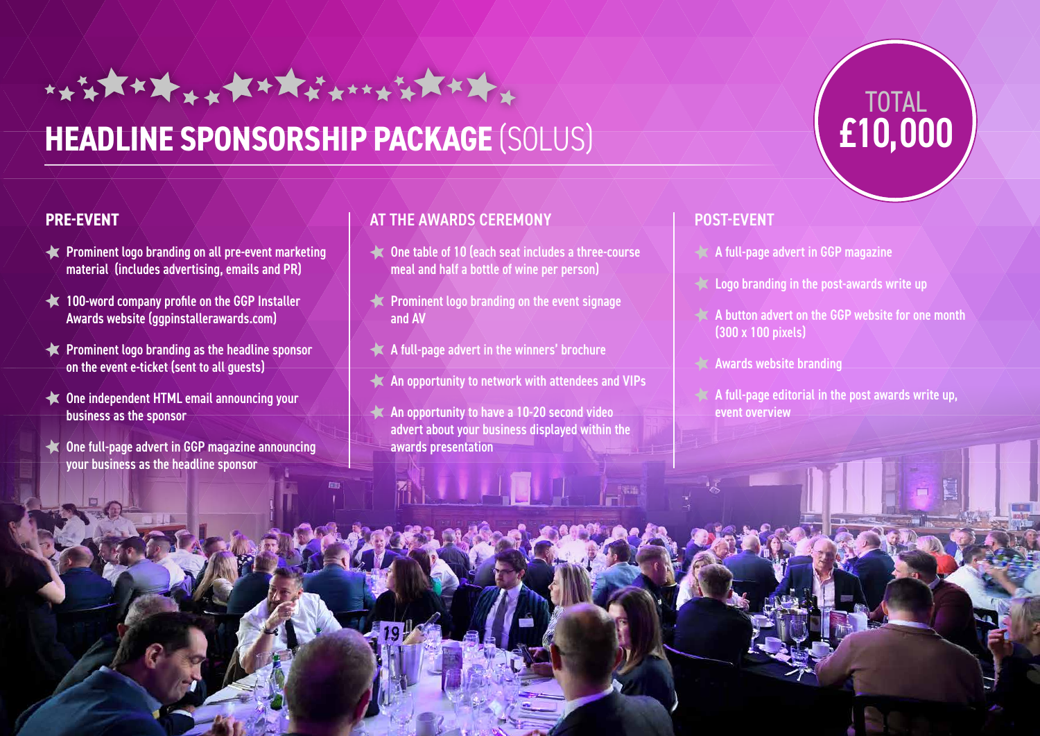# HEADLINE SPONSORSHIP PACKAGE (SOLUS)

**TOTAL £10,000**

## PRE-EVENT

- Prominent logo branding on all pre-event marketing material (includes advertising, emails and PR)
- 100-word company profile on the GGP Installer Awards website (ggpinstallerawards.com)
- Prominent logo branding as the headline sponsor on the event e-ticket (sent to all guests)
- One independent HTML email announcing your business as the sponsor
- One full-page advert in GGP magazine announcing your business as the headline sponsor

## AT THE AWARDS CEREMONY

- One table of 10 (each seat includes a three-course meal and half a bottle of wine per person)
- Prominent logo branding on the event signage and AV
- A full-page advert in the winners' brochure
- An opportunity to network with attendees and VIPs
- An opportunity to have a 10-20 second video advert about your business displayed within the awards presentation

## POST-EVENT

- A full-page advert in GGP magazine
- Logo branding in the post-awards write up
- A button advert on the GGP website for one month (300 x 100 pixels)
- Awards website branding
- A full-page editorial in the post awards write up, event overview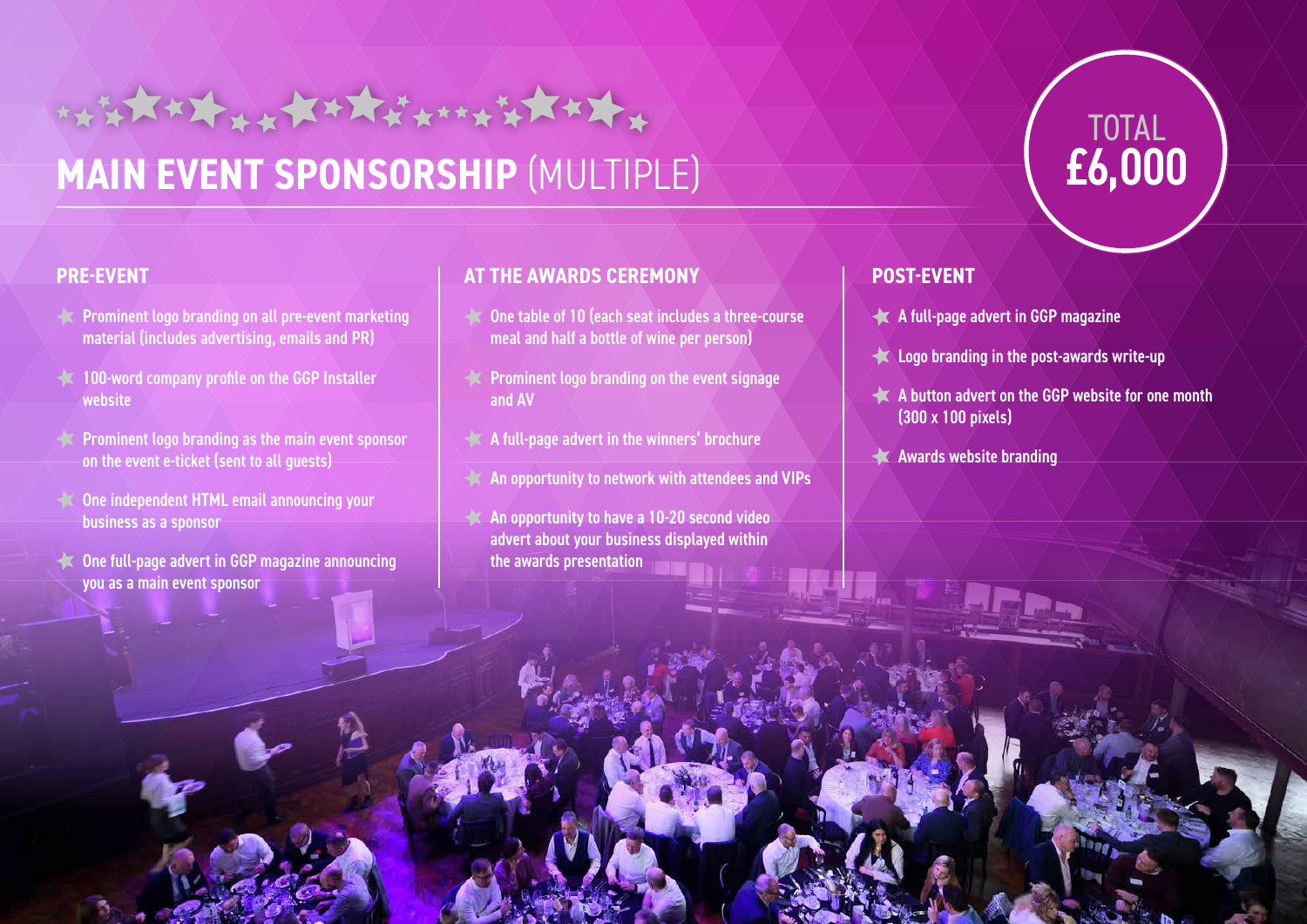# MAIN EVENT SPONSORSHIP (MULTIPLE)

TOTAL **£6,000**

## PRE-EVENT

- Prominent logo branding on all pre-event marketing material (includes advertising, emails and PR)
- 100-word company profile on the GGP Installer website
- Prominent logo branding as the main event sponsor on the event e-ticket (sent to all guests)
- One independent HTML email announcing your business as a sponsor
- One full-page advert in GGP magazine announcing you as a main event sponsor

## AT THE AWARDS CEREMONY

- One table of 10 (each seat includes a three-course meal and half a bottle of wine per person)
- Prominent logo branding on the event signage and AV
- A full-page advert in the winners' brochure
- An opportunity to network with attendees and VIPs
- An opportunity to have a 10-20 second video advert about your business displayed within the awards presentation

## POST-EVENT

- A full-page advert in GGP magazine
- Logo branding in the post-awards write-up
- A button advert on the GGP website for one month (300 x 100 pixels)
- Awards website branding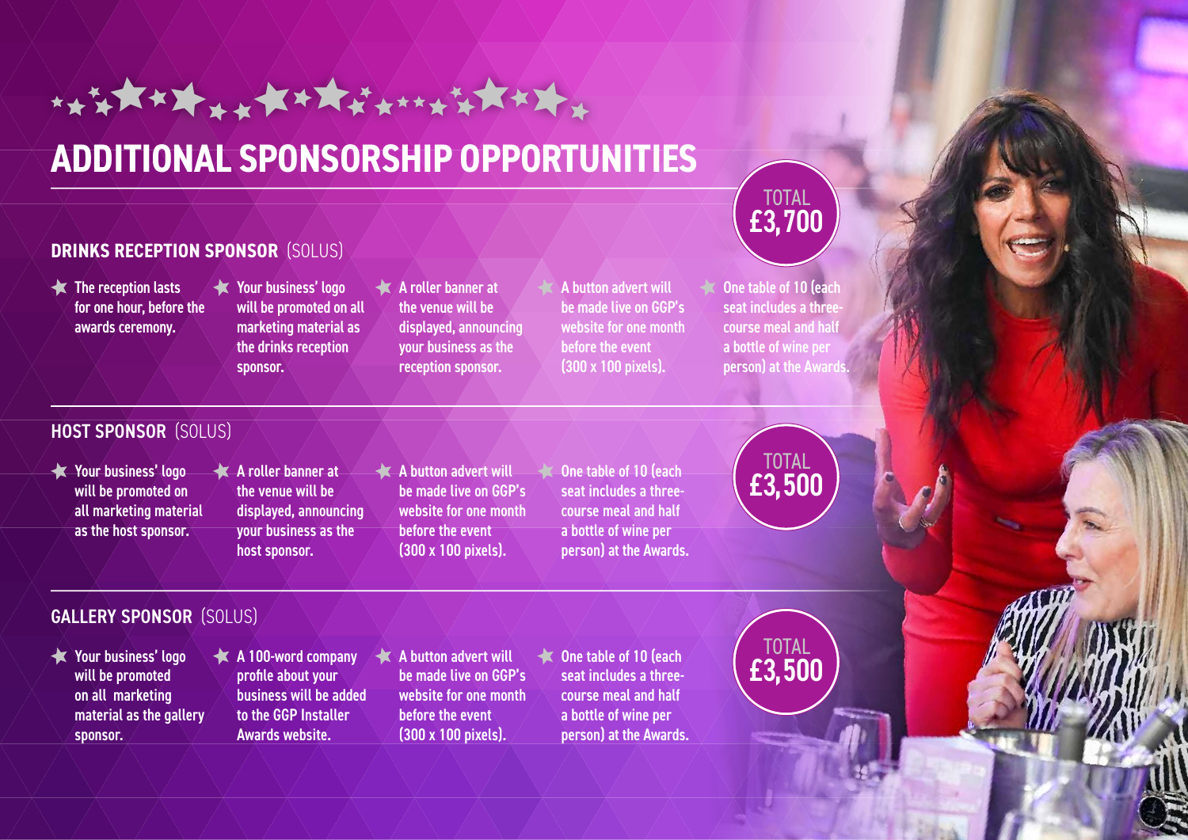# ADDITIONAL SPONSORSHIP OPPORTUNITIES

## DRINKS RECEPTION SPONSOR (SOLUS)

- The reception lasts for one hour, before the awards ceremony.
- Your business' logo will be promoted on all marketing material as the drinks reception sponsor.
- A roller banner at the venue will be displayed, announcing your business as the reception sponsor.
- A button advert will be made live on GGP's website for one month before the event (300 x 100 pixels).
- One table of 10 (each seat includes a three-course meal and half a bottle of wine per person) at the Awards.

TOTAL **£3,700**

## HOST SPONSOR (SOLUS)

- Your business' logo will be promoted on all marketing material as the host sponsor.
- A roller banner at the venue will be displayed, announcing your business as the host sponsor.
- A button advert will be made live on GGP's website for one month before the event (300 x 100 pixels).
- One table of 10 (each seat includes a three-course meal and half a bottle of wine per person) at the Awards.

TOTAL **£3,500**

## GALLERY SPONSOR (SOLUS)

- Your business' logo will be promoted on all marketing material as the gallery sponsor.
- A 100-word company profile about your business will be added to the GGP Installer Awards website.
- A button advert will be made live on GGP's website for one month before the event (300 x 100 pixels).
- One table of 10 (each seat includes a three-course meal and half a bottle of wine per person) at the Awards.

TOTAL **£3,500**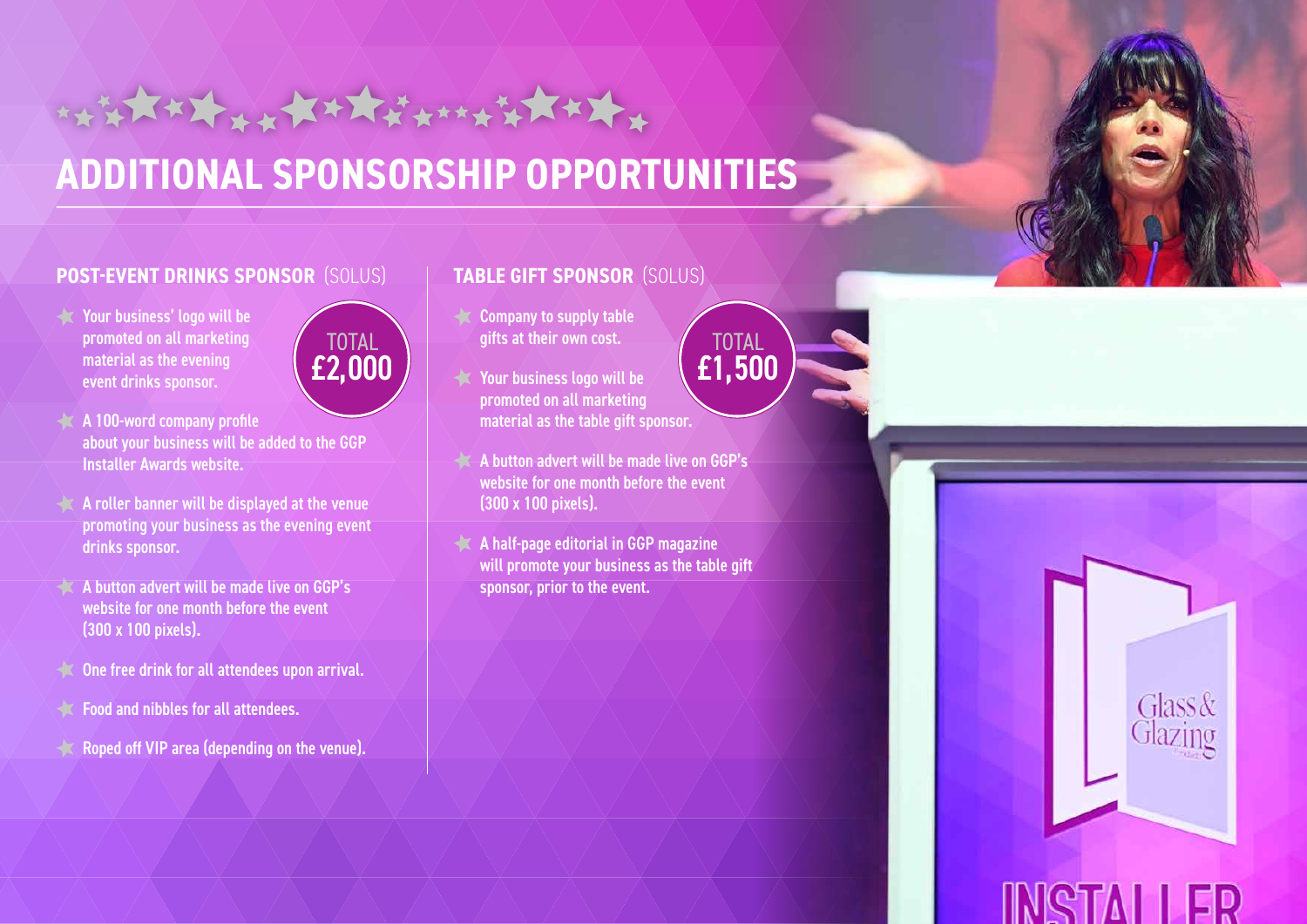# ADDITIONAL SPONSORSHIP OPPORTUNITIES

## POST-EVENT DRINKS SPONSOR (SOLUS)

TOTAL **£2,000**

- Your business' logo will be promoted on all marketing material as the evening event drinks sponsor.
- A 100-word company profile about your business will be added to the GGP Installer Awards website.
- A roller banner will be displayed at the venue promoting your business as the evening event drinks sponsor.
- A button advert will be made live on GGP's website for one month before the event (300 x 100 pixels).
- One free drink for all attendees upon arrival.
- Food and nibbles for all attendees.
- Roped off VIP area (depending on the venue).

## TABLE GIFT SPONSOR (SOLUS)

TOTAL **£1,500**

- Company to supply table gifts at their own cost.
- Your business logo will be promoted on all marketing material as the table gift sponsor.
- A button advert will be made live on GGP's website for one month before the event (300 x 100 pixels).
- A half-page editorial in GGP magazine will promote your business as the table gift sponsor, prior to the event.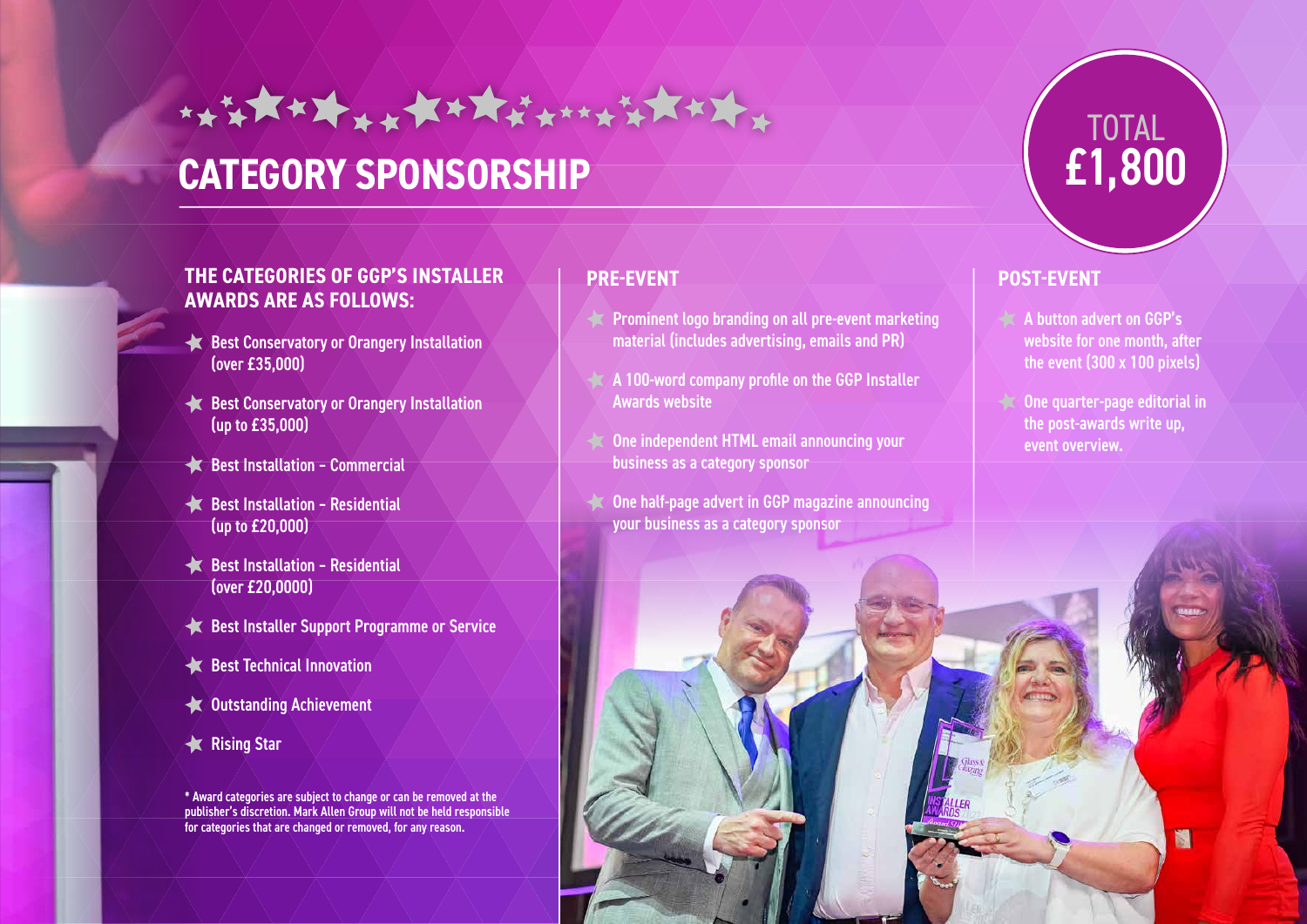# CATEGORY SPONSORSHIP

TOTAL **£1,800**

## THE CATEGORIES OF GGP'S INSTALLER AWARDS ARE AS FOLLOWS:

- Best Conservatory or Orangery Installation (over £35,000)
- Best Conservatory or Orangery Installation (up to £35,000)
- Best Installation – Commercial
- Best Installation – Residential (up to £20,000)
- Best Installation – Residential (over £20,0000)
- Best Installer Support Programme or Service
- Best Technical Innovation
- Outstanding Achievement
- Rising Star

**\* Award categories are subject to change or can be removed at the publisher's discretion. Mark Allen Group will not be held responsible for categories that are changed or removed, for any reason.**

## PRE-EVENT

- Prominent logo branding on all pre-event marketing material (includes advertising, emails and PR)
- A 100-word company profile on the GGP Installer Awards website
- One independent HTML email announcing your business as a category sponsor
- One half-page advert in GGP magazine announcing your business as a category sponsor

## POST-EVENT

- A button advert on GGP's website for one month, after the event (300 x 100 pixels)
- One quarter-page editorial in the post-awards write up, event overview.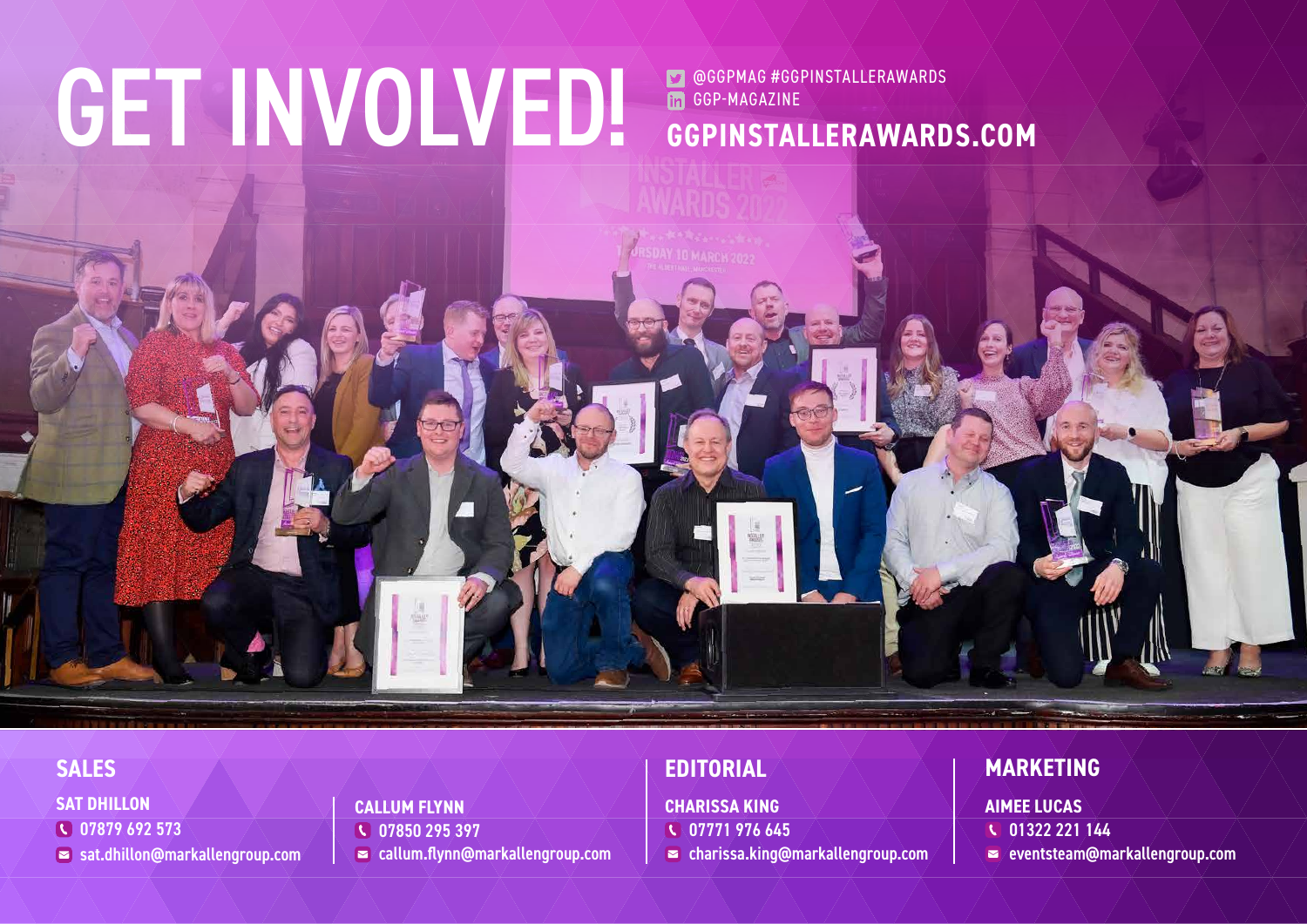# GET INVOLVED!

@GGPMAG #GGPINSTALLERAWARDS

GGP-MAGAZINE

**GGPINSTALLERAWARDS.COM**

## SALES

**SAT DHILLON**

07879 692 573

sat.dhillon@markallengroup.com

**CALLUM FLYNN**

07850 295 397

callum.flynn@markallengroup.com

## EDITORIAL

**CHARISSA KING**

07771 976 645

charissa.king@markallengroup.com

## MARKETING

**AIMEE LUCAS**

01322 221 144

eventsteam@markallengroup.com